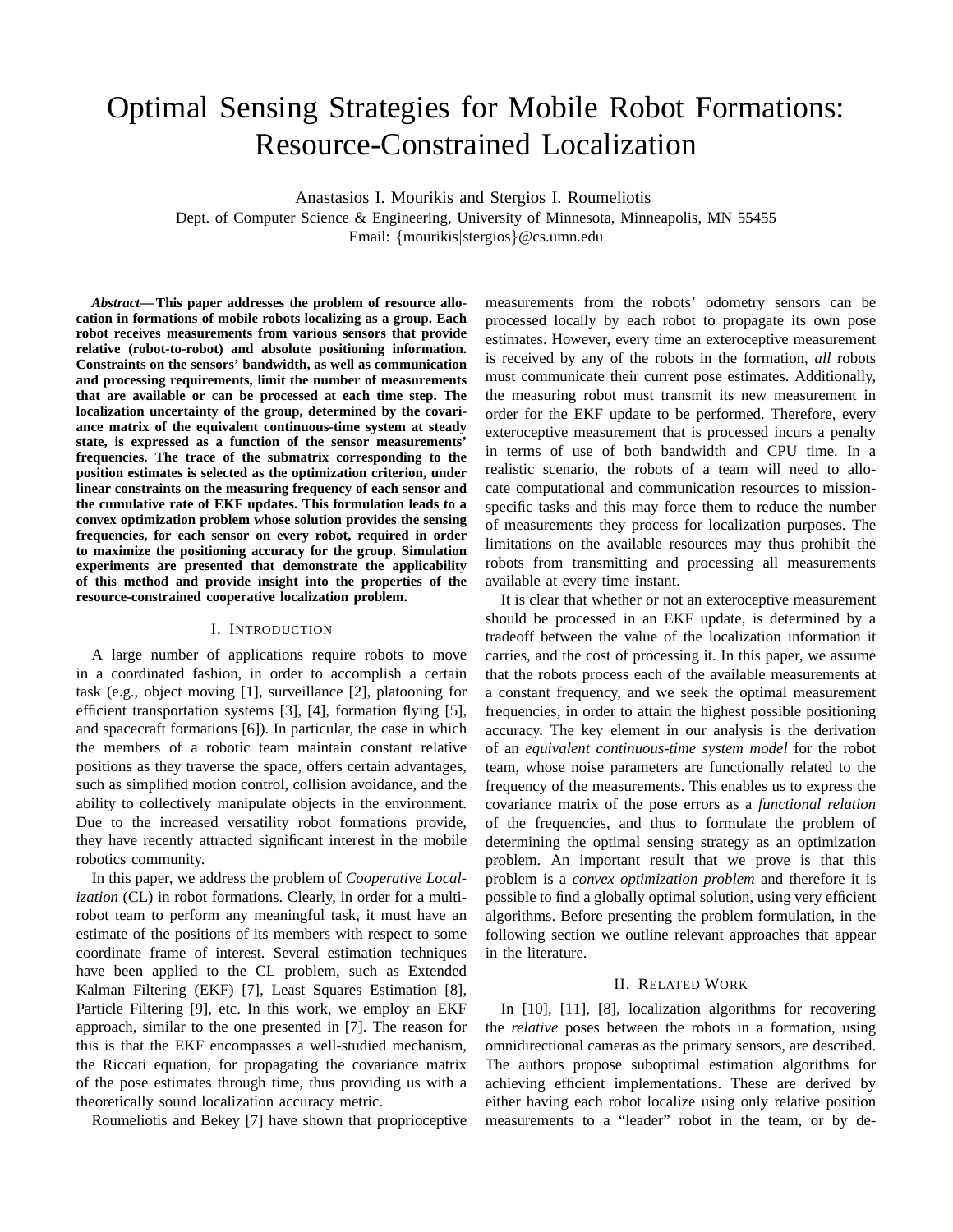# Optimal Sensing Strategies for Mobile Robot Formations: Resource-Constrained Localization

Anastasios I. Mourikis and Stergios I. Roumeliotis

Dept. of Computer Science & Engineering, University of Minnesota, Minneapolis, MN 55455

Email: {mourikis|stergios}@cs.umn.edu

***Abstract*— This paper addresses the problem of resource allocation in formations of mobile robots localizing as a group. Each robot receives measurements from various sensors that provide relative (robot-to-robot) and absolute positioning information. Constraints on the sensors' bandwidth, as well as communication and processing requirements, limit the number of measurements that are available or can be processed at each time step. The localization uncertainty of the group, determined by the covariance matrix of the equivalent continuous-time system at steady state, is expressed as a function of the sensor measurements' frequencies. The trace of the submatrix corresponding to the position estimates is selected as the optimization criterion, under linear constraints on the measuring frequency of each sensor and the cumulative rate of EKF updates. This formulation leads to a convex optimization problem whose solution provides the sensing frequencies, for each sensor on every robot, required in order to maximize the positioning accuracy for the group. Simulation experiments are presented that demonstrate the applicability of this method and provide insight into the properties of the resource-constrained cooperative localization problem.**

## I. Introduction

A large number of applications require robots to move in a coordinated fashion, in order to accomplish a certain task (e.g., object moving [1], surveillance [2], platooning for efficient transportation systems [3], [4], formation flying [5], and spacecraft formations [6]). In particular, the case in which the members of a robotic team maintain constant relative positions as they traverse the space, offers certain advantages, such as simplified motion control, collision avoidance, and the ability to collectively manipulate objects in the environment. Due to the increased versatility robot formations provide, they have recently attracted significant interest in the mobile robotics community.

In this paper, we address the problem of *Cooperative Localization* (CL) in robot formations. Clearly, in order for a multi-robot team to perform any meaningful task, it must have an estimate of the positions of its members with respect to some coordinate frame of interest. Several estimation techniques have been applied to the CL problem, such as Extended Kalman Filtering (EKF) [7], Least Squares Estimation [8], Particle Filtering [9], etc. In this work, we employ an EKF approach, similar to the one presented in [7]. The reason for this is that the EKF encompasses a well-studied mechanism, the Riccati equation, for propagating the covariance matrix of the pose estimates through time, thus providing us with a theoretically sound localization accuracy metric.

Roumeliotis and Bekey [7] have shown that proprioceptive measurements from the robots' odometry sensors can be processed locally by each robot to propagate its own pose estimates. However, every time an exteroceptive measurement is received by any of the robots in the formation, *all* robots must communicate their current pose estimates. Additionally, the measuring robot must transmit its new measurement in order for the EKF update to be performed. Therefore, every exteroceptive measurement that is processed incurs a penalty in terms of use of both bandwidth and CPU time. In a realistic scenario, the robots of a team will need to allocate computational and communication resources to mission-specific tasks and this may force them to reduce the number of measurements they process for localization purposes. The limitations on the available resources may thus prohibit the robots from transmitting and processing all measurements available at every time instant.

It is clear that whether or not an exteroceptive measurement should be processed in an EKF update, is determined by a tradeoff between the value of the localization information it carries, and the cost of processing it. In this paper, we assume that the robots process each of the available measurements at a constant frequency, and we seek the optimal measurement frequencies, in order to attain the highest possible positioning accuracy. The key element in our analysis is the derivation of an *equivalent continuous-time system model* for the robot team, whose noise parameters are functionally related to the frequency of the measurements. This enables us to express the covariance matrix of the pose errors as a *functional relation* of the frequencies, and thus to formulate the problem of determining the optimal sensing strategy as an optimization problem. An important result that we prove is that this problem is a *convex optimization problem* and therefore it is possible to find a globally optimal solution, using very efficient algorithms. Before presenting the problem formulation, in the following section we outline relevant approaches that appear in the literature.

## II. Related Work

In [10], [11], [8], localization algorithms for recovering the *relative* poses between the robots in a formation, using omnidirectional cameras as the primary sensors, are described. The authors propose suboptimal estimation algorithms for achieving efficient implementations. These are derived by either having each robot localize using only relative position measurements to a "leader" robot in the team, or by de-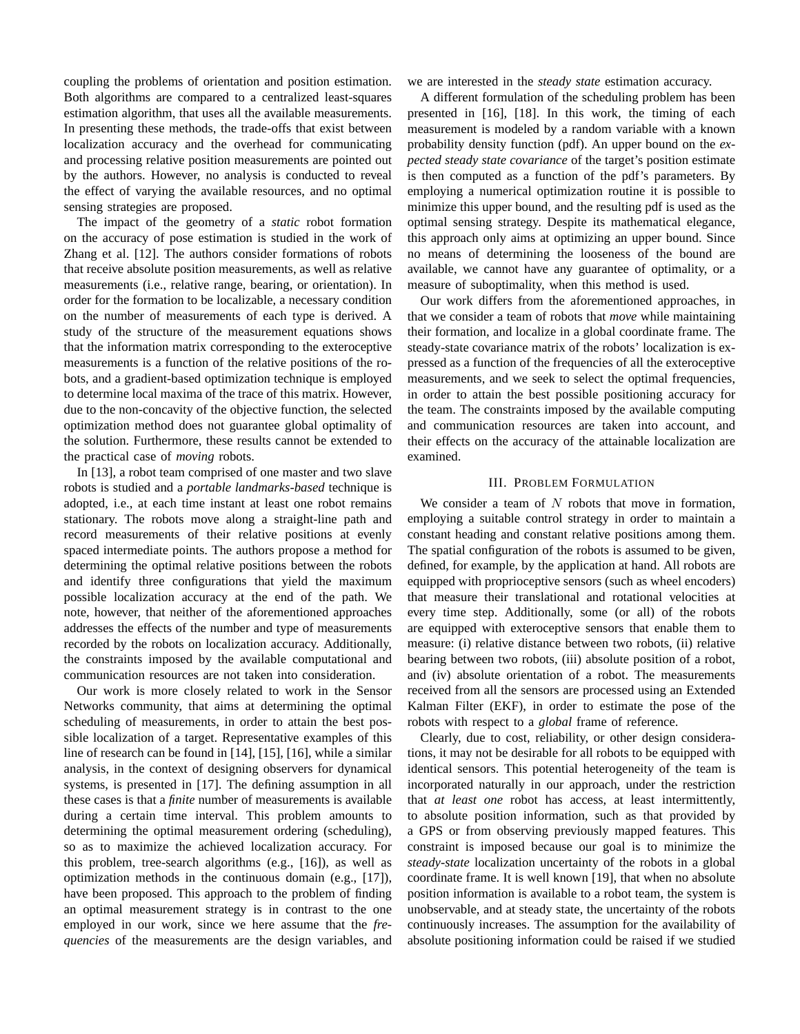coupling the problems of orientation and position estimation. Both algorithms are compared to a centralized least-squares estimation algorithm, that uses all the available measurements. In presenting these methods, the trade-offs that exist between localization accuracy and the overhead for communicating and processing relative position measurements are pointed out by the authors. However, no analysis is conducted to reveal the effect of varying the available resources, and no optimal sensing strategies are proposed.

The impact of the geometry of a *static* robot formation on the accuracy of pose estimation is studied in the work of Zhang et al. [12]. The authors consider formations of robots that receive absolute position measurements, as well as relative measurements (i.e., relative range, bearing, or orientation). In order for the formation to be localizable, a necessary condition on the number of measurements of each type is derived. A study of the structure of the measurement equations shows that the information matrix corresponding to the exteroceptive measurements is a function of the relative positions of the robots, and a gradient-based optimization technique is employed to determine local maxima of the trace of this matrix. However, due to the non-concavity of the objective function, the selected optimization method does not guarantee global optimality of the solution. Furthermore, these results cannot be extended to the practical case of *moving* robots.

In [13], a robot team comprised of one master and two slave robots is studied and a *portable landmarks-based* technique is adopted, i.e., at each time instant at least one robot remains stationary. The robots move along a straight-line path and record measurements of their relative positions at evenly spaced intermediate points. The authors propose a method for determining the optimal relative positions between the robots and identify three configurations that yield the maximum possible localization accuracy at the end of the path. We note, however, that neither of the aforementioned approaches addresses the effects of the number and type of measurements recorded by the robots on localization accuracy. Additionally, the constraints imposed by the available computational and communication resources are not taken into consideration.

Our work is more closely related to work in the Sensor Networks community, that aims at determining the optimal scheduling of measurements, in order to attain the best possible localization of a target. Representative examples of this line of research can be found in [14], [15], [16], while a similar analysis, in the context of designing observers for dynamical systems, is presented in [17]. The defining assumption in all these cases is that a *finite* number of measurements is available during a certain time interval. This problem amounts to determining the optimal measurement ordering (scheduling), so as to maximize the achieved localization accuracy. For this problem, tree-search algorithms (e.g., [16]), as well as optimization methods in the continuous domain (e.g., [17]), have been proposed. This approach to the problem of finding an optimal measurement strategy is in contrast to the one employed in our work, since we here assume that the *frequencies* of the measurements are the design variables, and we are interested in the *steady state* estimation accuracy.

A different formulation of the scheduling problem has been presented in [16], [18]. In this work, the timing of each measurement is modeled by a random variable with a known probability density function (pdf). An upper bound on the *expected steady state covariance* of the target's position estimate is then computed as a function of the pdf's parameters. By employing a numerical optimization routine it is possible to minimize this upper bound, and the resulting pdf is used as the optimal sensing strategy. Despite its mathematical elegance, this approach only aims at optimizing an upper bound. Since no means of determining the looseness of the bound are available, we cannot have any guarantee of optimality, or a measure of suboptimality, when this method is used.

Our work differs from the aforementioned approaches, in that we consider a team of robots that *move* while maintaining their formation, and localize in a global coordinate frame. The steady-state covariance matrix of the robots' localization is expressed as a function of the frequencies of all the exteroceptive measurements, and we seek to select the optimal frequencies, in order to attain the best possible positioning accuracy for the team. The constraints imposed by the available computing and communication resources are taken into account, and their effects on the accuracy of the attainable localization are examined.

## III. Problem Formulation

We consider a team of $N$ robots that move in formation, employing a suitable control strategy in order to maintain a constant heading and constant relative positions among them. The spatial configuration of the robots is assumed to be given, defined, for example, by the application at hand. All robots are equipped with proprioceptive sensors (such as wheel encoders) that measure their translational and rotational velocities at every time step. Additionally, some (or all) of the robots are equipped with exteroceptive sensors that enable them to measure: (i) relative distance between two robots, (ii) relative bearing between two robots, (iii) absolute position of a robot, and (iv) absolute orientation of a robot. The measurements received from all the sensors are processed using an Extended Kalman Filter (EKF), in order to estimate the pose of the robots with respect to a *global* frame of reference.

Clearly, due to cost, reliability, or other design considerations, it may not be desirable for all robots to be equipped with identical sensors. This potential heterogeneity of the team is incorporated naturally in our approach, under the restriction that *at least one* robot has access, at least intermittently, to absolute position information, such as that provided by a GPS or from observing previously mapped features. This constraint is imposed because our goal is to minimize the *steady-state* localization uncertainty of the robots in a global coordinate frame. It is well known [19], that when no absolute position information is available to a robot team, the system is unobservable, and at steady state, the uncertainty of the robots continuously increases. The assumption for the availability of absolute positioning information could be raised if we studied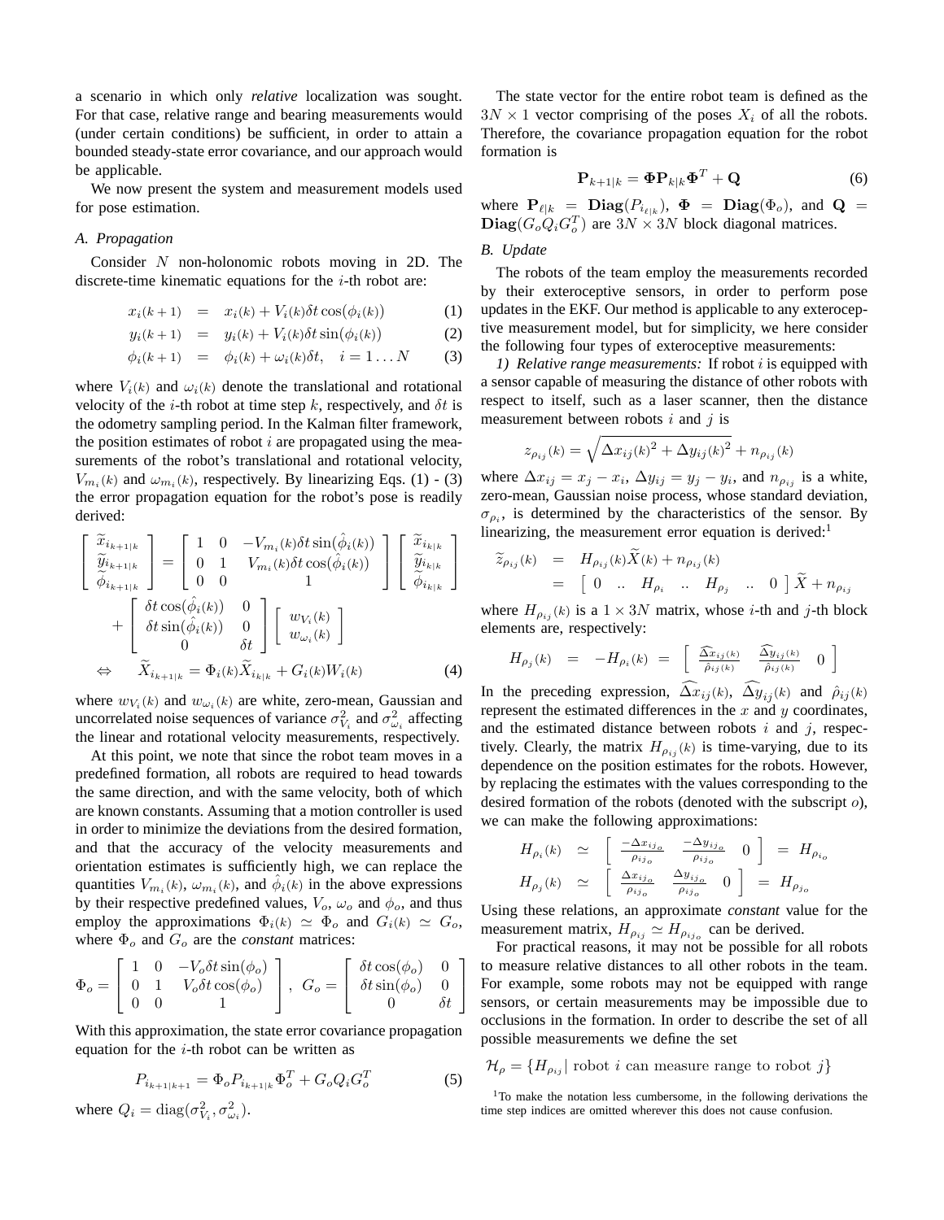a scenario in which only *relative* localization was sought. For that case, relative range and bearing measurements would (under certain conditions) be sufficient, in order to attain a bounded steady-state error covariance, and our approach would be applicable.

We now present the system and measurement models used for pose estimation.

### A. Propagation

Consider $N$ non-holonomic robots moving in 2D. The discrete-time kinematic equations for the $i$-th robot are:

$$x_i(k+1) = x_i(k) + V_i(k)\delta t \cos(\phi_i(k)) \quad (1)$$

$$y_i(k+1) = y_i(k) + V_i(k)\delta t \sin(\phi_i(k)) \quad (2)$$

$$\phi_i(k+1) = \phi_i(k) + \omega_i(k)\delta t, \quad i = 1 \dots N \quad (3)$$

where $V_i(k)$ and $\omega_i(k)$ denote the translational and rotational velocity of the $i$-th robot at time step $k$, respectively, and $\delta t$ is the odometry sampling period. In the Kalman filter framework, the position estimates of robot $i$ are propagated using the measurements of the robot's translational and rotational velocity, $V_{m_i}(k)$ and $\omega_{m_i}(k)$, respectively. By linearizing Eqs. (1) - (3) the error propagation equation for the robot's pose is readily derived:

$$\begin{bmatrix} \widetilde{x}_{i_{k+1|k}} \\ \widetilde{y}_{i_{k+1|k}} \\ \widetilde{\phi}_{i_{k+1|k}} \end{bmatrix} = \begin{bmatrix} 1 & 0 & -V_{m_i}(k)\delta t \sin(\hat{\phi}_i(k)) \\ 0 & 1 & V_{m_i}(k)\delta t \cos(\hat{\phi}_i(k)) \\ 0 & 0 & 1 \end{bmatrix} \begin{bmatrix} \widetilde{x}_{i_{k|k}} \\ \widetilde{y}_{i_{k|k}} \\ \widetilde{\phi}_{i_{k|k}} \end{bmatrix} + \begin{bmatrix} \delta t \cos(\hat{\phi}_i(k)) & 0 \\ \delta t \sin(\hat{\phi}_i(k)) & 0 \\ 0 & \delta t \end{bmatrix} \begin{bmatrix} w_{V_i}(k) \\ w_{\omega_i}(k) \end{bmatrix}$$

$$\Leftrightarrow \quad \widetilde{X}_{i_{k+1|k}} = \Phi_i(k)\widetilde{X}_{i_{k|k}} + G_i(k)W_i(k) \quad (4)$$

where $w_{V_i}(k)$ and $w_{\omega_i}(k)$ are white, zero-mean, Gaussian and uncorrelated noise sequences of variance $\sigma_{V_i}^2$ and $\sigma_{\omega_i}^2$ affecting the linear and rotational velocity measurements, respectively.

At this point, we note that since the robot team moves in a predefined formation, all robots are required to head towards the same direction, and with the same velocity, both of which are known constants. Assuming that a motion controller is used in order to minimize the deviations from the desired formation, and that the accuracy of the velocity measurements and orientation estimates is sufficiently high, we can replace the quantities $V_{m_i}(k)$, $\omega_{m_i}(k)$, and $\hat{\phi}_i(k)$ in the above expressions by their respective predefined values, $V_o$, $\omega_o$ and $\phi_o$, and thus employ the approximations $\Phi_i(k) \simeq \Phi_o$ and $G_i(k) \simeq G_o$, where $\Phi_o$ and $G_o$ are the *constant* matrices:

$$\Phi_o = \begin{bmatrix} 1 & 0 & -V_o\delta t \sin(\phi_o) \\ 0 & 1 & V_o\delta t \cos(\phi_o) \\ 0 & 0 & 1 \end{bmatrix}, \quad G_o = \begin{bmatrix} \delta t \cos(\phi_o) & 0 \\ \delta t \sin(\phi_o) & 0 \\ 0 & \delta t \end{bmatrix}$$

With this approximation, the state error covariance propagation equation for the $i$-th robot can be written as

$$P_{i_{k+1|k+1}} = \Phi_o P_{i_{k+1|k}} \Phi_o^T + G_o Q_i G_o^T \quad (5)$$

where $Q_i = \text{diag}(\sigma_{V_i}^2, \sigma_{\omega_i}^2)$.

The state vector for the entire robot team is defined as the $3N \times 1$ vector comprising of the poses $X_i$ of all the robots. Therefore, the covariance propagation equation for the robot formation is

$$\mathbf{P}_{k+1|k} = \mathbf{\Phi}\mathbf{P}_{k|k}\mathbf{\Phi}^T + \mathbf{Q} \quad (6)$$

where $\mathbf{P}_{\ell|k} = \mathbf{Diag}(P_{i_{\ell|k}})$, $\mathbf{\Phi} = \mathbf{Diag}(\Phi_o)$, and $\mathbf{Q} = \mathbf{Diag}(G_o Q_i G_o^T)$ are $3N \times 3N$ block diagonal matrices.

### B. Update

The robots of the team employ the measurements recorded by their exteroceptive sensors, in order to perform pose updates in the EKF. Our method is applicable to any exteroceptive measurement model, but for simplicity, we here consider the following four types of exteroceptive measurements:

*1) Relative range measurements:* If robot $i$ is equipped with a sensor capable of measuring the distance of other robots with respect to itself, such as a laser scanner, then the distance measurement between robots $i$ and $j$ is

$$z_{\rho_{ij}}(k) = \sqrt{\Delta x_{ij}(k)^2 + \Delta y_{ij}(k)^2} + n_{\rho_{ij}}(k)$$

where $\Delta x_{ij} = x_j - x_i$, $\Delta y_{ij} = y_j - y_i$, and $n_{\rho_{ij}}$ is a white, zero-mean, Gaussian noise process, whose standard deviation, $\sigma_{\rho_i}$, is determined by the characteristics of the sensor. By linearizing, the measurement error equation is derived:[1]

$$\begin{aligned} \widetilde{z}_{\rho_{ij}}(k) &= H_{\rho_{ij}}(k)\widetilde{X}(k) + n_{\rho_{ij}}(k) \\ &= \begin{bmatrix} 0 & .. & H_{\rho_i} & .. & H_{\rho_j} & .. & 0 \end{bmatrix} \widetilde{X} + n_{\rho_{ij}} \end{aligned}$$

where $H_{\rho_{ij}}(k)$ is a $1 \times 3N$ matrix, whose $i$-th and $j$-th block elements are, respectively:

$$H_{\rho_j}(k) = -H_{\rho_i}(k) = \begin{bmatrix} \frac{\widehat{\Delta x}_{ij}(k)}{\hat{\rho}_{ij}(k)} & \frac{\widehat{\Delta y}_{ij}(k)}{\hat{\rho}_{ij}(k)} & 0 \end{bmatrix}$$

In the preceding expression, $\widehat{\Delta x}_{ij}(k)$, $\widehat{\Delta y}_{ij}(k)$ and $\hat{\rho}_{ij}(k)$ represent the estimated differences in the $x$ and $y$ coordinates, and the estimated distance between robots $i$ and $j$, respectively. Clearly, the matrix $H_{\rho_{ij}}(k)$ is time-varying, due to its dependence on the position estimates for the robots. However, by replacing the estimates with the values corresponding to the desired formation of the robots (denoted with the subscript $o$), we can make the following approximations:

$$H_{\rho_i}(k) \simeq \begin{bmatrix} \frac{-\Delta x_{ij_o}}{\rho_{ij_o}} & \frac{-\Delta y_{ij_o}}{\rho_{ij_o}} & 0 \end{bmatrix} = H_{\rho_{i_o}}$$

$$H_{\rho_j}(k) \simeq \begin{bmatrix} \frac{\Delta x_{ij_o}}{\rho_{ij_o}} & \frac{\Delta y_{ij_o}}{\rho_{ij_o}} & 0 \end{bmatrix} = H_{\rho_{j_o}}$$

Using these relations, an approximate *constant* value for the measurement matrix, $H_{\rho_{ij}} \simeq H_{\rho_{ij_o}}$ can be derived.

For practical reasons, it may not be possible for all robots to measure relative distances to all other robots in the team. For example, some robots may not be equipped with range sensors, or certain measurements may be impossible due to occlusions in the formation. In order to describe the set of all possible measurements we define the set

$$\mathcal{H}_\rho = \{H_{\rho_{ij}} | \text{ robot } i \text{ can measure range to robot } j\}$$

[1] To make the notation less cumbersome, in the following derivations the time step indices are omitted wherever this does not cause confusion.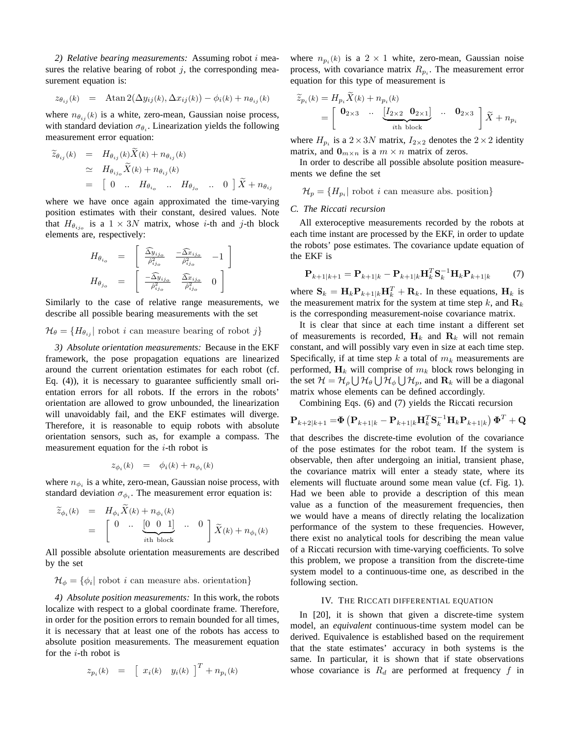*2) Relative bearing measurements:* Assuming robot $i$ measures the relative bearing of robot $j$, the corresponding measurement equation is:

$$z_{\theta_{ij}}(k) \;\; = \;\; \text{Atan}\,2\big(\Delta y_{ij}(k), \Delta x_{ij}(k)\big) - \phi_i(k) + n_{\theta_{ij}}(k)$$

where $n_{\theta_{ij}}(k)$ is a white, zero-mean, Gaussian noise process, with standard deviation $\sigma_{\theta_i}$. Linearization yields the following measurement error equation:

$$\begin{aligned}
\widetilde{z}_{\theta_{ij}}(k) \;\; &= \;\; H_{\theta_{ij}}(k)\widetilde{X}(k) + n_{\theta_{ij}}(k) \\
&\simeq \;\; H_{\theta_{ij_o}}\widetilde{X}(k) + n_{\theta_{ij}}(k) \\
&= \;\; \left[\begin{array}{ccccccc} 0 & .. & H_{\theta_{i_o}} & .. & H_{\theta_{j_o}} & .. & 0 \end{array}\right] \widetilde{X} + n_{\theta_{ij}}
\end{aligned}$$

where we have once again approximated the time-varying position estimates with their constant, desired values. Note that $H_{\theta_{ij_o}}$ is a $1 \times 3N$ matrix, whose $i$-th and $j$-th block elements are, respectively:

$$\begin{aligned}
H_{\theta_{i_o}} \;\; &= \;\; \left[\begin{array}{ccc} \frac{\widehat{\Delta y}_{ij_o}}{\hat{\rho}^2_{ij_o}} & \frac{-\widehat{\Delta x}_{ij_o}}{\hat{\rho}^2_{ij_o}} & -1 \end{array}\right] \\
H_{\theta_{j_o}} \;\; &= \;\; \left[\begin{array}{ccc} \frac{-\widehat{\Delta y}_{ij_o}}{\hat{\rho}^2_{ij_o}} & \frac{\widehat{\Delta x}_{ij_o}}{\hat{\rho}^2_{ij_o}} & 0 \end{array}\right]
\end{aligned}$$

Similarly to the case of relative range measurements, we describe all possible bearing measurements with the set

$$\mathcal{H}_\theta = \{H_{\theta_{ij}} |\; \text{robot } i \text{ can measure bearing of robot } j\}$$

*3) Absolute orientation measurements:* Because in the EKF framework, the pose propagation equations are linearized around the current orientation estimates for each robot (cf. Eq. (4)), it is necessary to guarantee sufficiently small orientation errors for all robots. If the errors in the robots' orientation are allowed to grow unbounded, the linearization will unavoidably fail, and the EKF estimates will diverge. Therefore, it is reasonable to equip robots with absolute orientation sensors, such as, for example a compass. The measurement equation for the $i$-th robot is

$$z_{\phi_i}(k) \;\; = \;\; \phi_i(k) + n_{\phi_i}(k)$$

where $n_{\phi_i}$ is a white, zero-mean, Gaussian noise process, with standard deviation $\sigma_{\phi_i}$. The measurement error equation is:

$$\begin{aligned}
\widetilde{z}_{\phi_i}(k) \;\; &= \;\; H_{\phi_i}\widetilde{X}(k) + n_{\phi_i}(k) \\
&= \;\; \left[\begin{array}{ccccc} 0 & .. & \underbrace{[0 \;\; 0 \;\; 1]}_{i\text{th block}} & .. & 0 \end{array}\right] \widetilde{X}(k) + n_{\phi_i}(k)
\end{aligned}$$

All possible absolute orientation measurements are described by the set

$$\mathcal{H}_\phi = \{\phi_i |\; \text{robot } i \text{ can measure abs. orientation}\}$$

*4) Absolute position measurements:* In this work, the robots localize with respect to a global coordinate frame. Therefore, in order for the position errors to remain bounded for all times, it is necessary that at least one of the robots has access to absolute position measurements. The measurement equation for the $i$-th robot is

$$z_{p_i}(k) \;\; = \;\; \left[\begin{array}{cc} x_i(k) & y_i(k) \end{array}\right]^T + n_{p_i}(k)$$

where $n_{p_i}(k)$ is a $2 \times 1$ white, zero-mean, Gaussian noise process, with covariance matrix $R_{p_i}$. The measurement error equation for this type of measurement is

$$\begin{aligned}
\widetilde{z}_{p_i}(k) &= H_{p_i}\widetilde{X}(k) + n_{p_i}(k) \\
&= \left[\begin{array}{ccccc} \mathbf{0}_{2\times 3} & .. & \underbrace{[I_{2\times 2} \;\; \mathbf{0}_{2\times 1}]}_{i\text{th block}} & .. & \mathbf{0}_{2\times 3} \end{array}\right] \widetilde{X} + n_{p_i}
\end{aligned}$$

where $H_{p_i}$ is a $2 \times 3N$ matrix, $I_{2\times 2}$ denotes the $2 \times 2$ identity matrix, and $\mathbf{0}_{m\times n}$ is a $m \times n$ matrix of zeros.

In order to describe all possible absolute position measurements we define the set

$$\mathcal{H}_p = \{H_{p_i} |\; \text{robot } i \text{ can measure abs. position}\}$$

### C. The Riccati recursion

All exteroceptive measurements recorded by the robots at each time instant are processed by the EKF, in order to update the robots' pose estimates. The covariance update equation of the EKF is

$$\mathbf{P}_{k+1|k+1} = \mathbf{P}_{k+1|k} - \mathbf{P}_{k+1|k}\mathbf{H}_k^T\mathbf{S}_k^{-1}\mathbf{H}_k\mathbf{P}_{k+1|k} \qquad (7)$$

where $\mathbf{S}_k = \mathbf{H}_k\mathbf{P}_{k+1|k}\mathbf{H}_k^T + \mathbf{R}_k$. In these equations, $\mathbf{H}_k$ is the measurement matrix for the system at time step $k$, and $\mathbf{R}_k$ is the corresponding measurement-noise covariance matrix.

It is clear that since at each time instant a different set of measurements is recorded, $\mathbf{H}_k$ and $\mathbf{R}_k$ will not remain constant, and will possibly vary even in size at each time step. Specifically, if at time step $k$ a total of $m_k$ measurements are performed, $\mathbf{H}_k$ will comprise of $m_k$ block rows belonging in the set $\mathcal{H} = \mathcal{H}_\rho \bigcup \mathcal{H}_\theta \bigcup \mathcal{H}_\phi \bigcup \mathcal{H}_p$, and $\mathbf{R}_k$ will be a diagonal matrix whose elements can be defined accordingly.

Combining Eqs. (6) and (7) yields the Riccati recursion

$$\mathbf{P}_{k+2|k+1} = \mathbf{\Phi}\left(\mathbf{P}_{k+1|k} - \mathbf{P}_{k+1|k}\mathbf{H}_k^T\mathbf{S}_k^{-1}\mathbf{H}_k\mathbf{P}_{k+1|k}\right)\mathbf{\Phi}^T + \mathbf{Q}$$

that describes the discrete-time evolution of the covariance of the pose estimates for the robot team. If the system is observable, then after undergoing an initial, transient phase, the covariance matrix will enter a steady state, where its elements will fluctuate around some mean value (cf. Fig. 1). Had we been able to provide a description of this mean value as a function of the measurement frequencies, then we would have a means of directly relating the localization performance of the system to these frequencies. However, there exist no analytical tools for describing the mean value of a Riccati recursion with time-varying coefficients. To solve this problem, we propose a transition from the discrete-time system model to a continuous-time one, as described in the following section.

## IV. The Riccati differential equation

In [20], it is shown that given a discrete-time system model, an *equivalent* continuous-time system model can be derived. Equivalence is established based on the requirement that the state estimates' accuracy in both systems is the same. In particular, it is shown that if state observations whose covariance is $R_d$ are performed at frequency $f$ in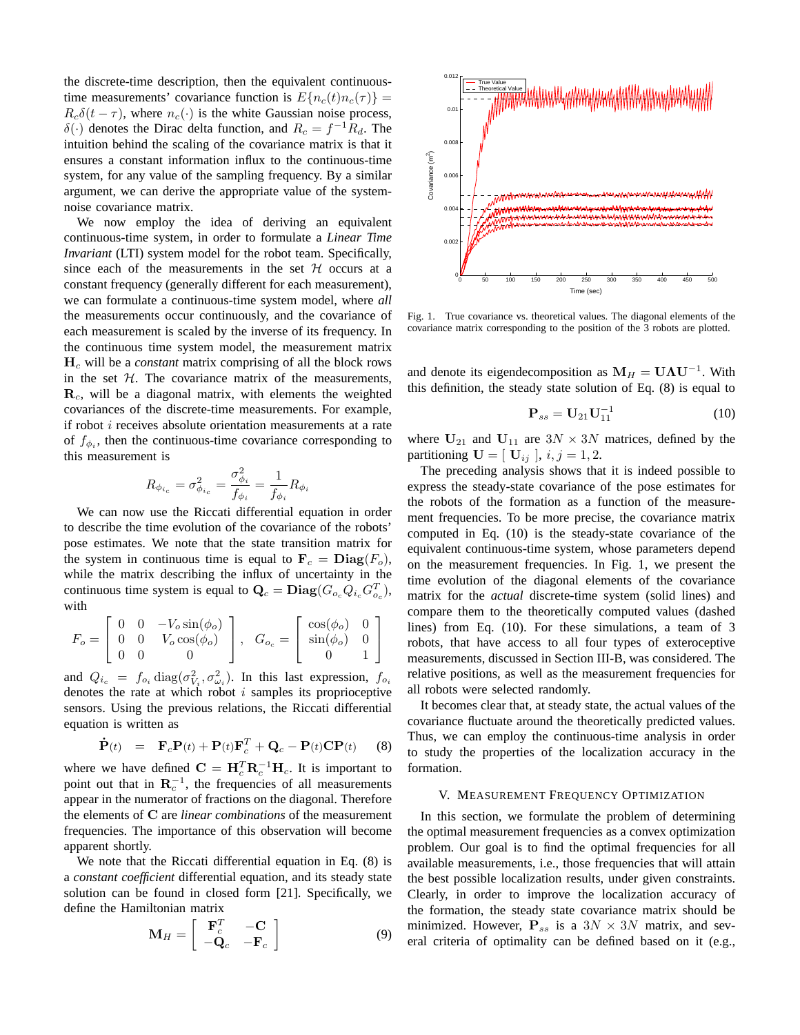the discrete-time description, then the equivalent continuous-time measurements' covariance function is $E\{n_c(t)n_c(\tau)\} = R_c\delta(t-\tau)$, where $n_c(\cdot)$ is the white Gaussian noise process, $\delta(\cdot)$ denotes the Dirac delta function, and $R_c = f^{-1}R_d$. The intuition behind the scaling of the covariance matrix is that it ensures a constant information influx to the continuous-time system, for any value of the sampling frequency. By a similar argument, we can derive the appropriate value of the system-noise covariance matrix.

We now employ the idea of deriving an equivalent continuous-time system, in order to formulate a *Linear Time Invariant* (LTI) system model for the robot team. Specifically, since each of the measurements in the set $\mathcal{H}$ occurs at a constant frequency (generally different for each measurement), we can formulate a continuous-time system model, where *all* the measurements occur continuously, and the covariance of each measurement is scaled by the inverse of its frequency. In the continuous time system model, the measurement matrix $\mathbf{H}_c$ will be a *constant* matrix comprising of all the block rows in the set $\mathcal{H}$. The covariance matrix of the measurements, $\mathbf{R}_c$, will be a diagonal matrix, with elements the weighted covariances of the discrete-time measurements. For example, if robot $i$ receives absolute orientation measurements at a rate of $f_{\phi_i}$, then the continuous-time covariance corresponding to this measurement is

$$R_{\phi_{i_c}} = \sigma^2_{\phi_{i_c}} = \frac{\sigma^2_{\phi_i}}{f_{\phi_i}} = \frac{1}{f_{\phi_i}} R_{\phi_i}$$

We can now use the Riccati differential equation in order to describe the time evolution of the covariance of the robots' pose estimates. We note that the state transition matrix for the system in continuous time is equal to $\mathbf{F}_c = \mathbf{Diag}(F_o)$, while the matrix describing the influx of uncertainty in the continuous time system is equal to $\mathbf{Q}_c = \mathbf{Diag}(G_{o_c} Q_{i_c} G_{o_c}^T)$, with

$$F_o = \begin{bmatrix} 0 & 0 & -V_o\sin(\phi_o) \\ 0 & 0 & V_o\cos(\phi_o) \\ 0 & 0 & 0 \end{bmatrix}, \quad G_{o_c} = \begin{bmatrix} \cos(\phi_o) & 0 \\ \sin(\phi_o) & 0 \\ 0 & 1 \end{bmatrix}$$

and $Q_{i_c} = f_{o_i}\,\mathrm{diag}(\sigma^2_{V_i}, \sigma^2_{\omega_i})$. In this last expression, $f_{o_i}$ denotes the rate at which robot $i$ samples its proprioceptive sensors. Using the previous relations, the Riccati differential equation is written as

$$\dot{\mathbf{P}}(t) \;=\; \mathbf{F}_c\mathbf{P}(t) + \mathbf{P}(t)\mathbf{F}_c^T + \mathbf{Q}_c - \mathbf{P}(t)\mathbf{C}\mathbf{P}(t) \qquad (8)$$

where we have defined $\mathbf{C} = \mathbf{H}_c^T\mathbf{R}_c^{-1}\mathbf{H}_c$. It is important to point out that in $\mathbf{R}_c^{-1}$, the frequencies of all measurements appear in the numerator of fractions on the diagonal. Therefore the elements of $\mathbf{C}$ are *linear combinations* of the measurement frequencies. The importance of this observation will become apparent shortly.

We note that the Riccati differential equation in Eq. (8) is a *constant coefficient* differential equation, and its steady state solution can be found in closed form [21]. Specifically, we define the Hamiltonian matrix

$$\mathbf{M}_H = \begin{bmatrix} \mathbf{F}_c^T & -\mathbf{C} \\ -\mathbf{Q}_c & -\mathbf{F}_c \end{bmatrix} \qquad (9)$$

Fig. 1. True covariance vs. theoretical values. The diagonal elements of the covariance matrix corresponding to the position of the 3 robots are plotted.

and denote its eigendecomposition as $\mathbf{M}_H = \mathbf{U}\mathbf{\Lambda}\mathbf{U}^{-1}$. With this definition, the steady state solution of Eq. (8) is equal to

$$\mathbf{P}_{ss} = \mathbf{U}_{21}\mathbf{U}_{11}^{-1} \qquad (10)$$

where $\mathbf{U}_{21}$ and $\mathbf{U}_{11}$ are $3N \times 3N$ matrices, defined by the partitioning $\mathbf{U} = [\ \mathbf{U}_{ij}\ ],\ i,j = 1,2$.

The preceding analysis shows that it is indeed possible to express the steady-state covariance of the pose estimates for the robots of the formation as a function of the measurement frequencies. To be more precise, the covariance matrix computed in Eq. (10) is the steady-state covariance of the equivalent continuous-time system, whose parameters depend on the measurement frequencies. In Fig. 1, we present the time evolution of the diagonal elements of the covariance matrix for the *actual* discrete-time system (solid lines) and compare them to the theoretically computed values (dashed lines) from Eq. (10). For these simulations, a team of 3 robots, that have access to all four types of exteroceptive measurements, discussed in Section III-B, was considered. The relative positions, as well as the measurement frequencies for all robots were selected randomly.

It becomes clear that, at steady state, the actual values of the covariance fluctuate around the theoretically predicted values. Thus, we can employ the continuous-time analysis in order to study the properties of the localization accuracy in the formation.

## V. Measurement Frequency Optimization

In this section, we formulate the problem of determining the optimal measurement frequencies as a convex optimization problem. Our goal is to find the optimal frequencies for all available measurements, i.e., those frequencies that will attain the best possible localization results, under given constraints. Clearly, in order to improve the localization accuracy of the formation, the steady state covariance matrix should be minimized. However, $\mathbf{P}_{ss}$ is a $3N \times 3N$ matrix, and several criteria of optimality can be defined based on it (e.g.,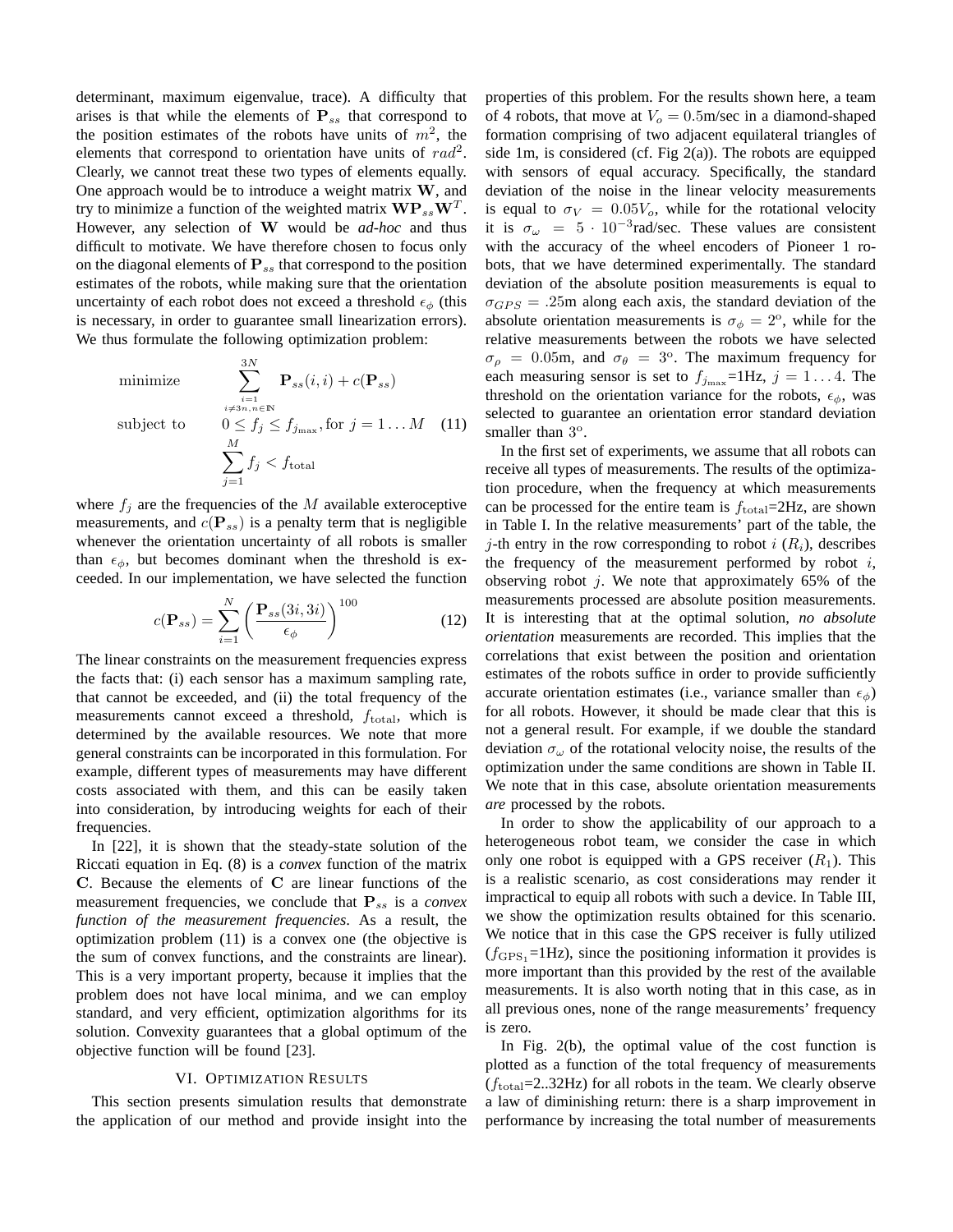determinant, maximum eigenvalue, trace). A difficulty that arises is that while the elements of $\mathbf{P}_{ss}$ that correspond to the position estimates of the robots have units of $m^2$, the elements that correspond to orientation have units of $rad^2$. Clearly, we cannot treat these two types of elements equally. One approach would be to introduce a weight matrix $\mathbf{W}$, and try to minimize a function of the weighted matrix $\mathbf{W}\mathbf{P}_{ss}\mathbf{W}^T$. However, any selection of $\mathbf{W}$ would be *ad-hoc* and thus difficult to motivate. We have therefore chosen to focus only on the diagonal elements of $\mathbf{P}_{ss}$ that correspond to the position estimates of the robots, while making sure that the orientation uncertainty of each robot does not exceed a threshold $\epsilon_\phi$ (this is necessary, in order to guarantee small linearization errors). We thus formulate the following optimization problem:

$$
\begin{aligned}
\text{minimize} \qquad & \sum_{\substack{i=1 \\ i \neq 3n, n \in \mathbb{N}}}^{3N} \mathbf{P}_{ss}(i,i) + c(\mathbf{P}_{ss}) \\
\text{subject to} \qquad & 0 \leq f_j \leq f_{j_{\max}}, \text{for } j = 1 \ldots M \\
& \sum_{j=1}^{M} f_j < f_{\text{total}}
\end{aligned}
\tag{11}
$$

where $f_j$ are the frequencies of the $M$ available exteroceptive measurements, and $c(\mathbf{P}_{ss})$ is a penalty term that is negligible whenever the orientation uncertainty of all robots is smaller than $\epsilon_\phi$, but becomes dominant when the threshold is exceeded. In our implementation, we have selected the function

$$
c(\mathbf{P}_{ss}) = \sum_{i=1}^{N} \left( \frac{\mathbf{P}_{ss}(3i,3i)}{\epsilon_\phi} \right)^{100} \tag{12}
$$

The linear constraints on the measurement frequencies express the facts that: (i) each sensor has a maximum sampling rate, that cannot be exceeded, and (ii) the total frequency of the measurements cannot exceed a threshold, $f_{\text{total}}$, which is determined by the available resources. We note that more general constraints can be incorporated in this formulation. For example, different types of measurements may have different costs associated with them, and this can be easily taken into consideration, by introducing weights for each of their frequencies.

In [22], it is shown that the steady-state solution of the Riccati equation in Eq. (8) is a *convex* function of the matrix $\mathbf{C}$. Because the elements of $\mathbf{C}$ are linear functions of the measurement frequencies, we conclude that $\mathbf{P}_{ss}$ is a *convex function of the measurement frequencies*. As a result, the optimization problem (11) is a convex one (the objective is the sum of convex functions, and the constraints are linear). This is a very important property, because it implies that the problem does not have local minima, and we can employ standard, and very efficient, optimization algorithms for its solution. Convexity guarantees that a global optimum of the objective function will be found [23].

## VI. Optimization Results

This section presents simulation results that demonstrate the application of our method and provide insight into the properties of this problem. For the results shown here, a team of 4 robots, that move at $V_o = 0.5$m/sec in a diamond-shaped formation comprising of two adjacent equilateral triangles of side 1m, is considered (cf. Fig 2(a)). The robots are equipped with sensors of equal accuracy. Specifically, the standard deviation of the noise in the linear velocity measurements is equal to $\sigma_V = 0.05V_o$, while for the rotational velocity it is $\sigma_\omega = 5 \cdot 10^{-3}$rad/sec. These values are consistent with the accuracy of the wheel encoders of Pioneer 1 robots, that we have determined experimentally. The standard deviation of the absolute position measurements is equal to $\sigma_{GPS} = .25$m along each axis, the standard deviation of the absolute orientation measurements is $\sigma_\phi = 2^{\circ}$, while for the relative measurements between the robots we have selected $\sigma_\rho = 0.05$m, and $\sigma_\theta = 3^{\circ}$. The maximum frequency for each measuring sensor is set to $f_{j_{\max}}$=1Hz, $j = 1 \ldots 4$. The threshold on the orientation variance for the robots, $\epsilon_\phi$, was selected to guarantee an orientation error standard deviation smaller than $3^{\circ}$.

In the first set of experiments, we assume that all robots can receive all types of measurements. The results of the optimization procedure, when the frequency at which measurements can be processed for the entire team is $f_{\text{total}}$=2Hz, are shown in Table I. In the relative measurements' part of the table, the $j$-th entry in the row corresponding to robot $i$ ($R_i$), describes the frequency of the measurement performed by robot $i$, observing robot $j$. We note that approximately 65% of the measurements processed are absolute position measurements. It is interesting that at the optimal solution, *no absolute orientation* measurements are recorded. This implies that the correlations that exist between the position and orientation estimates of the robots suffice in order to provide sufficiently accurate orientation estimates (i.e., variance smaller than $\epsilon_\phi$) for all robots. However, it should be made clear that this is not a general result. For example, if we double the standard deviation $\sigma_\omega$ of the rotational velocity noise, the results of the optimization under the same conditions are shown in Table II. We note that in this case, absolute orientation measurements *are* processed by the robots.

In order to show the applicability of our approach to a heterogeneous robot team, we consider the case in which only one robot is equipped with a GPS receiver ($R_1$). This is a realistic scenario, as cost considerations may render it impractical to equip all robots with such a device. In Table III, we show the optimization results obtained for this scenario. We notice that in this case the GPS receiver is fully utilized ($f_{\text{GPS}_1}$=1Hz), since the positioning information it provides is more important than this provided by the rest of the available measurements. It is also worth noting that in this case, as in all previous ones, none of the range measurements' frequency is zero.

In Fig. 2(b), the optimal value of the cost function is plotted as a function of the total frequency of measurements ($f_{\text{total}}$=2..32Hz) for all robots in the team. We clearly observe a law of diminishing return: there is a sharp improvement in performance by increasing the total number of measurements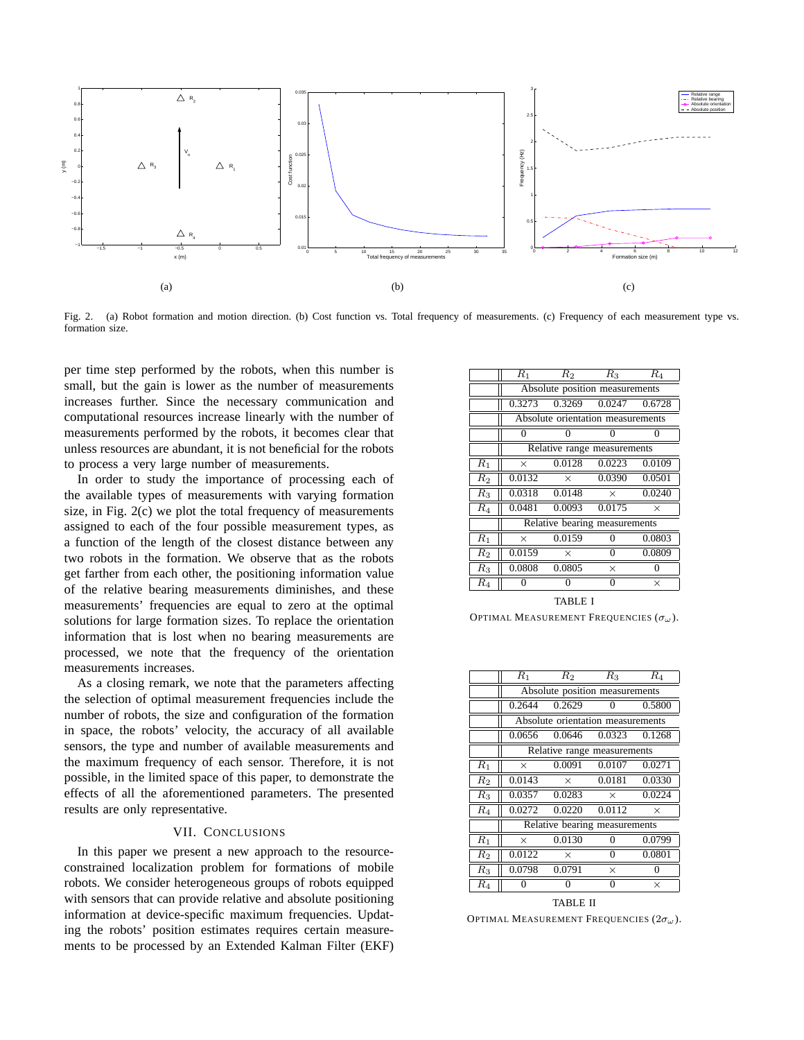(a) (b) (c)

Fig. 2. (a) Robot formation and motion direction. (b) Cost function vs. Total frequency of measurements. (c) Frequency of each measurement type vs. formation size.

per time step performed by the robots, when this number is small, but the gain is lower as the number of measurements increases further. Since the necessary communication and computational resources increase linearly with the number of measurements performed by the robots, it becomes clear that unless resources are abundant, it is not beneficial for the robots to process a very large number of measurements.

In order to study the importance of processing each of the available types of measurements with varying formation size, in Fig. 2(c) we plot the total frequency of measurements assigned to each of the four possible measurement types, as a function of the length of the closest distance between any two robots in the formation. We observe that as the robots get farther from each other, the positioning information value of the relative bearing measurements diminishes, and these measurements' frequencies are equal to zero at the optimal solutions for large formation sizes. To replace the orientation information that is lost when no bearing measurements are processed, we note that the frequency of the orientation measurements increases.

As a closing remark, we note that the parameters affecting the selection of optimal measurement frequencies include the number of robots, the size and configuration of the formation in space, the robots' velocity, the accuracy of all available sensors, the type and number of available measurements and the maximum frequency of each sensor. Therefore, it is not possible, in the limited space of this paper, to demonstrate the effects of all the aforementioned parameters. The presented results are only representative.

## VII. Conclusions

In this paper we present a new approach to the resource-constrained localization problem for formations of mobile robots. We consider heterogeneous groups of robots equipped with sensors that can provide relative and absolute positioning information at device-specific maximum frequencies. Updating the robots' position estimates requires certain measurements to be processed by an Extended Kalman Filter (EKF)

| | $R_1$ | $R_2$ | $R_3$ | $R_4$ |
|---|---|---|---|---|
| | Absolute position measurements | | | |
| | 0.3273 | 0.3269 | 0.0247 | 0.6728 |
| | Absolute orientation measurements | | | |
| | 0 | 0 | 0 | 0 |
| | Relative range measurements | | | |
| $R_1$ | $\times$ | 0.0128 | 0.0223 | 0.0109 |
| $R_2$ | 0.0132 | $\times$ | 0.0390 | 0.0501 |
| $R_3$ | 0.0318 | 0.0148 | $\times$ | 0.0240 |
| $R_4$ | 0.0481 | 0.0093 | 0.0175 | $\times$ |
| | Relative bearing measurements | | | |
| $R_1$ | $\times$ | 0.0159 | 0 | 0.0803 |
| $R_2$ | 0.0159 | $\times$ | 0 | 0.0809 |
| $R_3$ | 0.0808 | 0.0805 | $\times$ | 0 |
| $R_4$ | 0 | 0 | 0 | $\times$ |

TABLE I

Optimal Measurement Frequencies ($\sigma_\omega$).

| | $R_1$ | $R_2$ | $R_3$ | $R_4$ |
|---|---|---|---|---|
| | Absolute position measurements | | | |
| | 0.2644 | 0.2629 | 0 | 0.5800 |
| | Absolute orientation measurements | | | |
| | 0.0656 | 0.0646 | 0.0323 | 0.1268 |
| | Relative range measurements | | | |
| $R_1$ | $\times$ | 0.0091 | 0.0107 | 0.0271 |
| $R_2$ | 0.0143 | $\times$ | 0.0181 | 0.0330 |
| $R_3$ | 0.0357 | 0.0283 | $\times$ | 0.0224 |
| $R_4$ | 0.0272 | 0.0220 | 0.0112 | $\times$ |
| | Relative bearing measurements | | | |
| $R_1$ | $\times$ | 0.0130 | 0 | 0.0799 |
| $R_2$ | 0.0122 | $\times$ | 0 | 0.0801 |
| $R_3$ | 0.0798 | 0.0791 | $\times$ | 0 |
| $R_4$ | 0 | 0 | 0 | $\times$ |

TABLE II

Optimal Measurement Frequencies ($2\sigma_\omega$).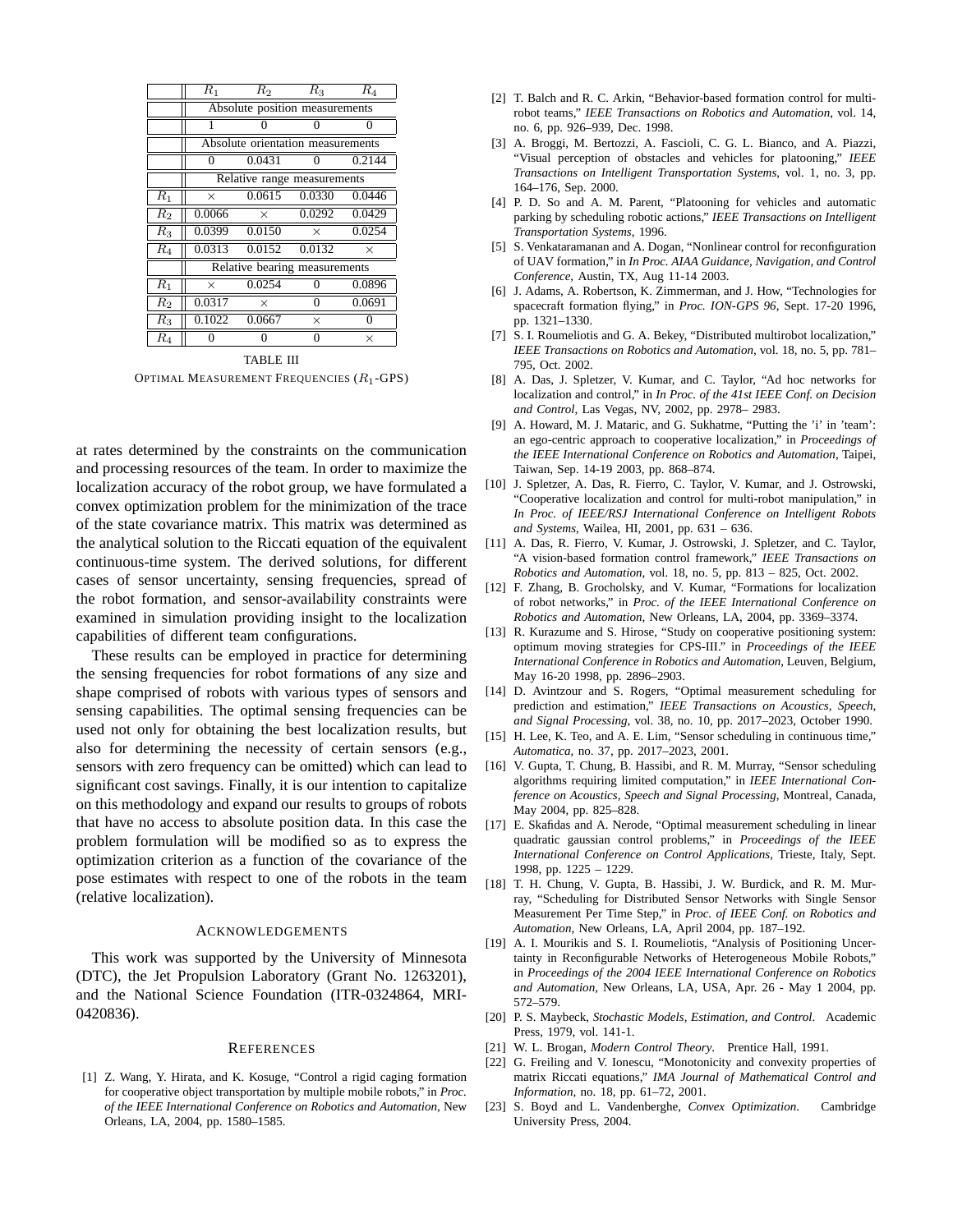| | $R_1$ | $R_2$ | $R_3$ | $R_4$ |
|---|---|---|---|---|
| | Absolute position measurements | | | |
| | 1 | 0 | 0 | 0 |
| | Absolute orientation measurements | | | |
| | 0 | 0.0431 | 0 | 0.2144 |
| | Relative range measurements | | | |
| $R_1$ | × | 0.0615 | 0.0330 | 0.0446 |
| $R_2$ | 0.0066 | × | 0.0292 | 0.0429 |
| $R_3$ | 0.0399 | 0.0150 | × | 0.0254 |
| $R_4$ | 0.0313 | 0.0152 | 0.0132 | × |
| | Relative bearing measurements | | | |
| $R_1$ | × | 0.0254 | 0 | 0.0896 |
| $R_2$ | 0.0317 | × | 0 | 0.0691 |
| $R_3$ | 0.1022 | 0.0667 | × | 0 |
| $R_4$ | 0 | 0 | 0 | × |

TABLE III

OPTIMAL MEASUREMENT FREQUENCIES ($R_1$-GPS)

at rates determined by the constraints on the communication and processing resources of the team. In order to maximize the localization accuracy of the robot group, we have formulated a convex optimization problem for the minimization of the trace of the state covariance matrix. This matrix was determined as the analytical solution to the Riccati equation of the equivalent continuous-time system. The derived solutions, for different cases of sensor uncertainty, sensing frequencies, spread of the robot formation, and sensor-availability constraints were examined in simulation providing insight to the localization capabilities of different team configurations.

These results can be employed in practice for determining the sensing frequencies for robot formations of any size and shape comprised of robots with various types of sensors and sensing capabilities. The optimal sensing frequencies can be used not only for obtaining the best localization results, but also for determining the necessity of certain sensors (e.g., sensors with zero frequency can be omitted) which can lead to significant cost savings. Finally, it is our intention to capitalize on this methodology and expand our results to groups of robots that have no access to absolute position data. In this case the problem formulation will be modified so as to express the optimization criterion as a function of the covariance of the pose estimates with respect to one of the robots in the team (relative localization).

## ACKNOWLEDGEMENTS

This work was supported by the University of Minnesota (DTC), the Jet Propulsion Laboratory (Grant No. 1263201), and the National Science Foundation (ITR-0324864, MRI-0420836).

## REFERENCES

[1] Z. Wang, Y. Hirata, and K. Kosuge, "Control a rigid caging formation for cooperative object transportation by multiple mobile robots," in *Proc. of the IEEE International Conference on Robotics and Automation*, New Orleans, LA, 2004, pp. 1580–1585.

[2] T. Balch and R. C. Arkin, "Behavior-based formation control for multi-robot teams," *IEEE Transactions on Robotics and Automation*, vol. 14, no. 6, pp. 926–939, Dec. 1998.

[3] A. Broggi, M. Bertozzi, A. Fascioli, C. G. L. Bianco, and A. Piazzi, "Visual perception of obstacles and vehicles for platooning," *IEEE Transactions on Intelligent Transportation Systems*, vol. 1, no. 3, pp. 164–176, Sep. 2000.

[4] P. D. So and A. M. Parent, "Platooning for vehicles and automatic parking by scheduling robotic actions," *IEEE Transactions on Intelligent Transportation Systems*, 1996.

[5] S. Venkataramanan and A. Dogan, "Nonlinear control for reconfiguration of UAV formation," in *In Proc. AIAA Guidance, Navigation, and Control Conference*, Austin, TX, Aug 11-14 2003.

[6] J. Adams, A. Robertson, K. Zimmerman, and J. How, "Technologies for spacecraft formation flying," in *Proc. ION-GPS 96*, Sept. 17-20 1996, pp. 1321–1330.

[7] S. I. Roumeliotis and G. A. Bekey, "Distributed multirobot localization," *IEEE Transactions on Robotics and Automation*, vol. 18, no. 5, pp. 781–795, Oct. 2002.

[8] A. Das, J. Spletzer, V. Kumar, and C. Taylor, "Ad hoc networks for localization and control," in *In Proc. of the 41st IEEE Conf. on Decision and Control*, Las Vegas, NV, 2002, pp. 2978– 2983.

[9] A. Howard, M. J. Mataric, and G. Sukhatme, "Putting the 'i' in 'team': an ego-centric approach to cooperative localization," in *Proceedings of the IEEE International Conference on Robotics and Automation*, Taipei, Taiwan, Sep. 14-19 2003, pp. 868–874.

[10] J. Spletzer, A. Das, R. Fierro, C. Taylor, V. Kumar, and J. Ostrowski, "Cooperative localization and control for multi-robot manipulation," in *In Proc. of IEEE/RSJ International Conference on Intelligent Robots and Systems*, Wailea, HI, 2001, pp. 631 – 636.

[11] A. Das, R. Fierro, V. Kumar, J. Ostrowski, J. Spletzer, and C. Taylor, "A vision-based formation control framework," *IEEE Transactions on Robotics and Automation*, vol. 18, no. 5, pp. 813 – 825, Oct. 2002.

[12] F. Zhang, B. Grocholsky, and V. Kumar, "Formations for localization of robot networks," in *Proc. of the IEEE International Conference on Robotics and Automation*, New Orleans, LA, 2004, pp. 3369–3374.

[13] R. Kurazume and S. Hirose, "Study on cooperative positioning system: optimum moving strategies for CPS-III." in *Proceedings of the IEEE International Conference in Robotics and Automation*, Leuven, Belgium, May 16-20 1998, pp. 2896–2903.

[14] D. Avintzour and S. Rogers, "Optimal measurement scheduling for prediction and estimation," *IEEE Transactions on Acoustics, Speech, and Signal Processing*, vol. 38, no. 10, pp. 2017–2023, October 1990.

[15] H. Lee, K. Teo, and A. E. Lim, "Sensor scheduling in continuous time," *Automatica*, no. 37, pp. 2017–2023, 2001.

[16] V. Gupta, T. Chung, B. Hassibi, and R. M. Murray, "Sensor scheduling algorithms requiring limited computation," in *IEEE International Conference on Acoustics, Speech and Signal Processing*, Montreal, Canada, May 2004, pp. 825–828.

[17] E. Skafidas and A. Nerode, "Optimal measurement scheduling in linear quadratic gaussian control problems," in *Proceedings of the IEEE International Conference on Control Applications*, Trieste, Italy, Sept. 1998, pp. 1225 – 1229.

[18] T. H. Chung, V. Gupta, B. Hassibi, J. W. Burdick, and R. M. Murray, "Scheduling for Distributed Sensor Networks with Single Sensor Measurement Per Time Step," in *Proc. of IEEE Conf. on Robotics and Automation*, New Orleans, LA, April 2004, pp. 187–192.

[19] A. I. Mourikis and S. I. Roumeliotis, "Analysis of Positioning Uncertainty in Reconfigurable Networks of Heterogeneous Mobile Robots," in *Proceedings of the 2004 IEEE International Conference on Robotics and Automation*, New Orleans, LA, USA, Apr. 26 - May 1 2004, pp. 572–579.

[20] P. S. Maybeck, *Stochastic Models, Estimation, and Control*. Academic Press, 1979, vol. 141-1.

[21] W. L. Brogan, *Modern Control Theory*. Prentice Hall, 1991.

[22] G. Freiling and V. Ionescu, "Monotonicity and convexity properties of matrix Riccati equations," *IMA Journal of Mathematical Control and Information*, no. 18, pp. 61–72, 2001.

[23] S. Boyd and L. Vandenberghe, *Convex Optimization*. Cambridge University Press, 2004.